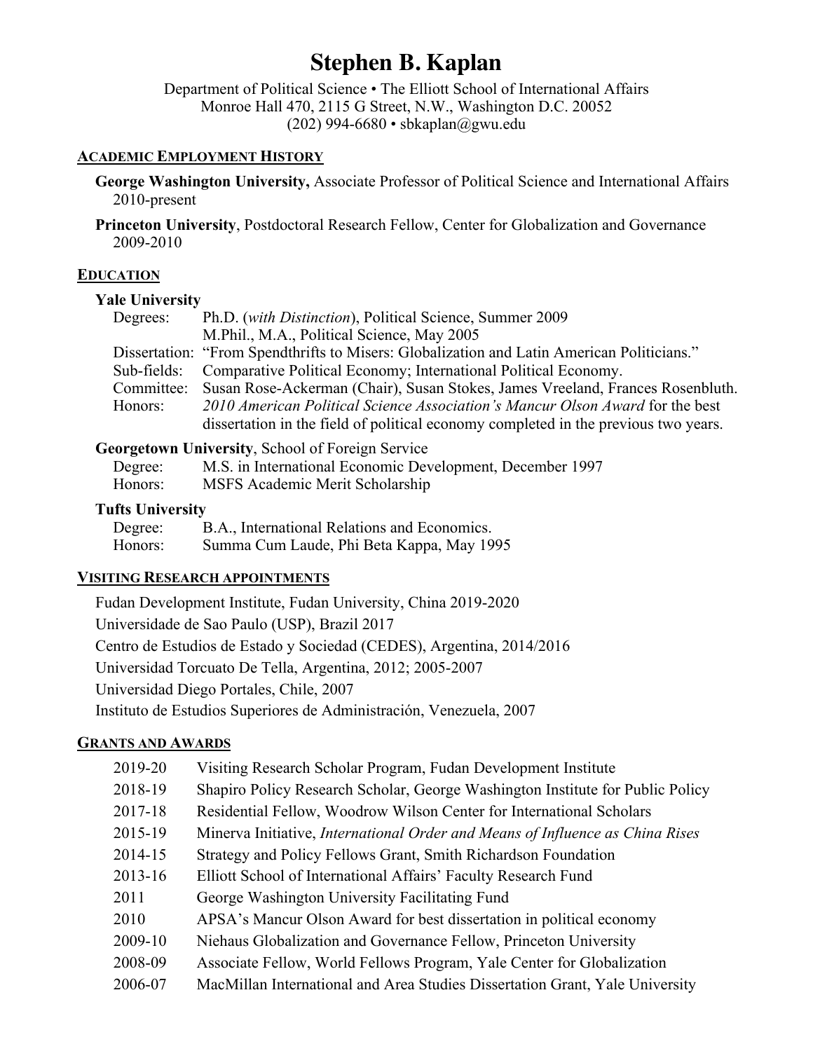# Stephen B. Kaplan

Department of Political Science • The Elliott School of International Affairs
Monroe Hall 470, 2115 G Street, N.W., Washington D.C. 20052
(202) 994-6680 • sbkaplan@gwu.edu

## ACADEMIC EMPLOYMENT HISTORY

**George Washington University,** Associate Professor of Political Science and International Affairs
2010-present

**Princeton University**, Postdoctoral Research Fellow, Center for Globalization and Governance
2009-2010

## EDUCATION

**Yale University**

| | |
|---|---|
| Degrees: | Ph.D. (*with Distinction*), Political Science, Summer 2009 |
| | M.Phil., M.A., Political Science, May 2005 |
| Dissertation: | "From Spendthrifts to Misers: Globalization and Latin American Politicians." |
| Sub-fields: | Comparative Political Economy; International Political Economy. |
| Committee: | Susan Rose-Ackerman (Chair), Susan Stokes, James Vreeland, Frances Rosenbluth. |
| Honors: | *2010 American Political Science Association's Mancur Olson Award* for the best dissertation in the field of political economy completed in the previous two years. |

**Georgetown University**, School of Foreign Service

| | |
|---|---|
| Degree: | M.S. in International Economic Development, December 1997 |
| Honors: | MSFS Academic Merit Scholarship |

**Tufts University**

| | |
|---|---|
| Degree: | B.A., International Relations and Economics. |
| Honors: | Summa Cum Laude, Phi Beta Kappa, May 1995 |

## VISITING RESEARCH APPOINTMENTS

Fudan Development Institute, Fudan University, China 2019-2020

Universidade de Sao Paulo (USP), Brazil 2017

Centro de Estudios de Estado y Sociedad (CEDES), Argentina, 2014/2016

Universidad Torcuato De Tella, Argentina, 2012; 2005-2007

Universidad Diego Portales, Chile, 2007

Instituto de Estudios Superiores de Administración, Venezuela, 2007

## GRANTS AND AWARDS

| | |
|---|---|
| 2019-20 | Visiting Research Scholar Program, Fudan Development Institute |
| 2018-19 | Shapiro Policy Research Scholar, George Washington Institute for Public Policy |
| 2017-18 | Residential Fellow, Woodrow Wilson Center for International Scholars |
| 2015-19 | Minerva Initiative, *International Order and Means of Influence as China Rises* |
| 2014-15 | Strategy and Policy Fellows Grant, Smith Richardson Foundation |
| 2013-16 | Elliott School of International Affairs' Faculty Research Fund |
| 2011 | George Washington University Facilitating Fund |
| 2010 | APSA's Mancur Olson Award for best dissertation in political economy |
| 2009-10 | Niehaus Globalization and Governance Fellow, Princeton University |
| 2008-09 | Associate Fellow, World Fellows Program, Yale Center for Globalization |
| 2006-07 | MacMillan International and Area Studies Dissertation Grant, Yale University |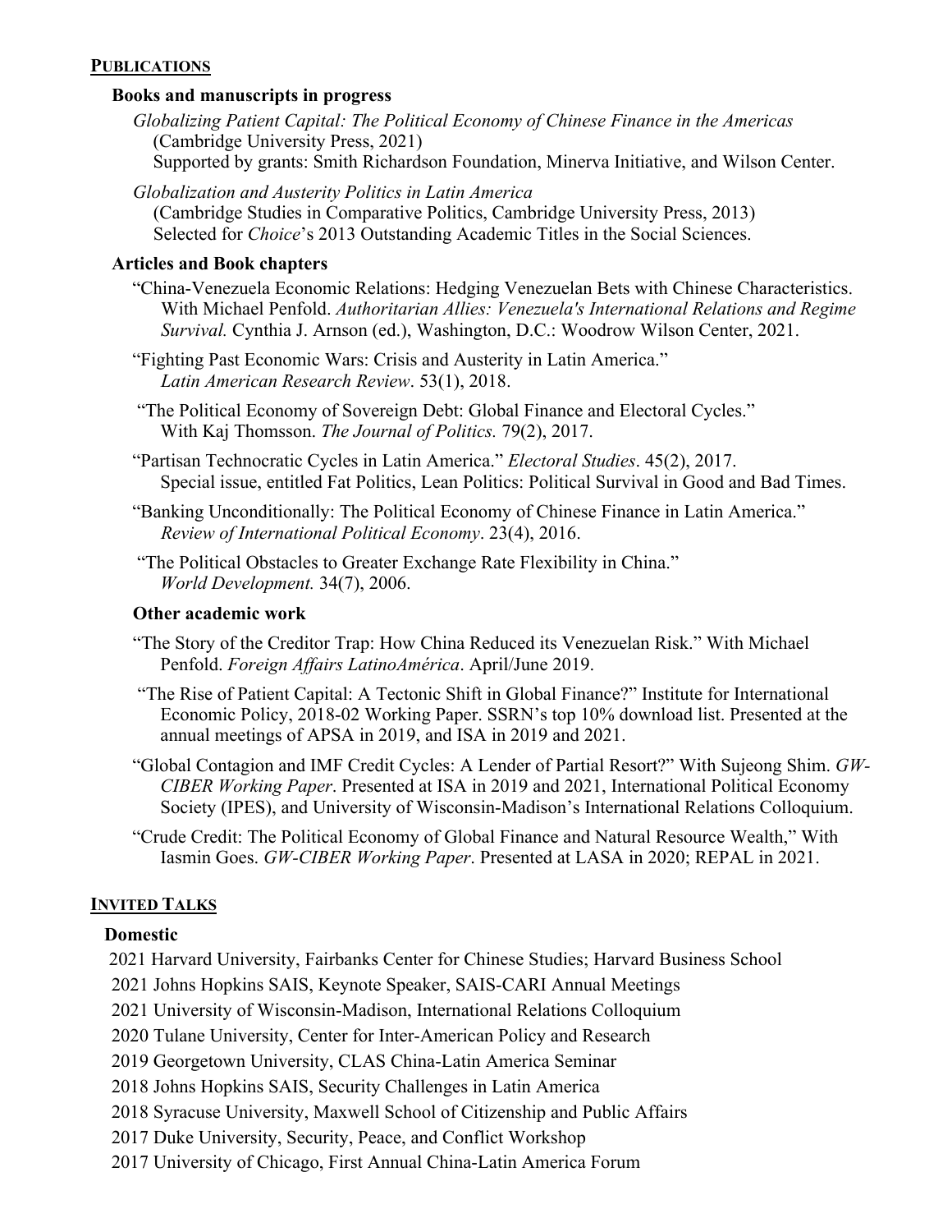## PUBLICATIONS

### Books and manuscripts in progress

*Globalizing Patient Capital: The Political Economy of Chinese Finance in the Americas* (Cambridge University Press, 2021)
Supported by grants: Smith Richardson Foundation, Minerva Initiative, and Wilson Center.

*Globalization and Austerity Politics in Latin America* (Cambridge Studies in Comparative Politics, Cambridge University Press, 2013)
Selected for *Choice*'s 2013 Outstanding Academic Titles in the Social Sciences.

### Articles and Book chapters

"China-Venezuela Economic Relations: Hedging Venezuelan Bets with Chinese Characteristics. With Michael Penfold. *Authoritarian Allies: Venezuela's International Relations and Regime Survival.* Cynthia J. Arnson (ed.), Washington, D.C.: Woodrow Wilson Center, 2021.

"Fighting Past Economic Wars: Crisis and Austerity in Latin America." *Latin American Research Review*. 53(1), 2018.

"The Political Economy of Sovereign Debt: Global Finance and Electoral Cycles." With Kaj Thomsson. *The Journal of Politics.* 79(2), 2017.

"Partisan Technocratic Cycles in Latin America." *Electoral Studies*. 45(2), 2017. Special issue, entitled Fat Politics, Lean Politics: Political Survival in Good and Bad Times.

"Banking Unconditionally: The Political Economy of Chinese Finance in Latin America." *Review of International Political Economy*. 23(4), 2016.

"The Political Obstacles to Greater Exchange Rate Flexibility in China." *World Development.* 34(7), 2006.

### Other academic work

"The Story of the Creditor Trap: How China Reduced its Venezuelan Risk." With Michael Penfold. *Foreign Affairs LatinoAmérica*. April/June 2019.

"The Rise of Patient Capital: A Tectonic Shift in Global Finance?" Institute for International Economic Policy, 2018-02 Working Paper. SSRN's top 10% download list. Presented at the annual meetings of APSA in 2019, and ISA in 2019 and 2021.

"Global Contagion and IMF Credit Cycles: A Lender of Partial Resort?" With Sujeong Shim. *GW-CIBER Working Paper*. Presented at ISA in 2019 and 2021, International Political Economy Society (IPES), and University of Wisconsin-Madison's International Relations Colloquium.

"Crude Credit: The Political Economy of Global Finance and Natural Resource Wealth," With Iasmin Goes. *GW-CIBER Working Paper*. Presented at LASA in 2020; REPAL in 2021.

## INVITED TALKS

### Domestic

2021 Harvard University, Fairbanks Center for Chinese Studies; Harvard Business School
2021 Johns Hopkins SAIS, Keynote Speaker, SAIS-CARI Annual Meetings
2021 University of Wisconsin-Madison, International Relations Colloquium
2020 Tulane University, Center for Inter-American Policy and Research
2019 Georgetown University, CLAS China-Latin America Seminar
2018 Johns Hopkins SAIS, Security Challenges in Latin America
2018 Syracuse University, Maxwell School of Citizenship and Public Affairs
2017 Duke University, Security, Peace, and Conflict Workshop
2017 University of Chicago, First Annual China-Latin America Forum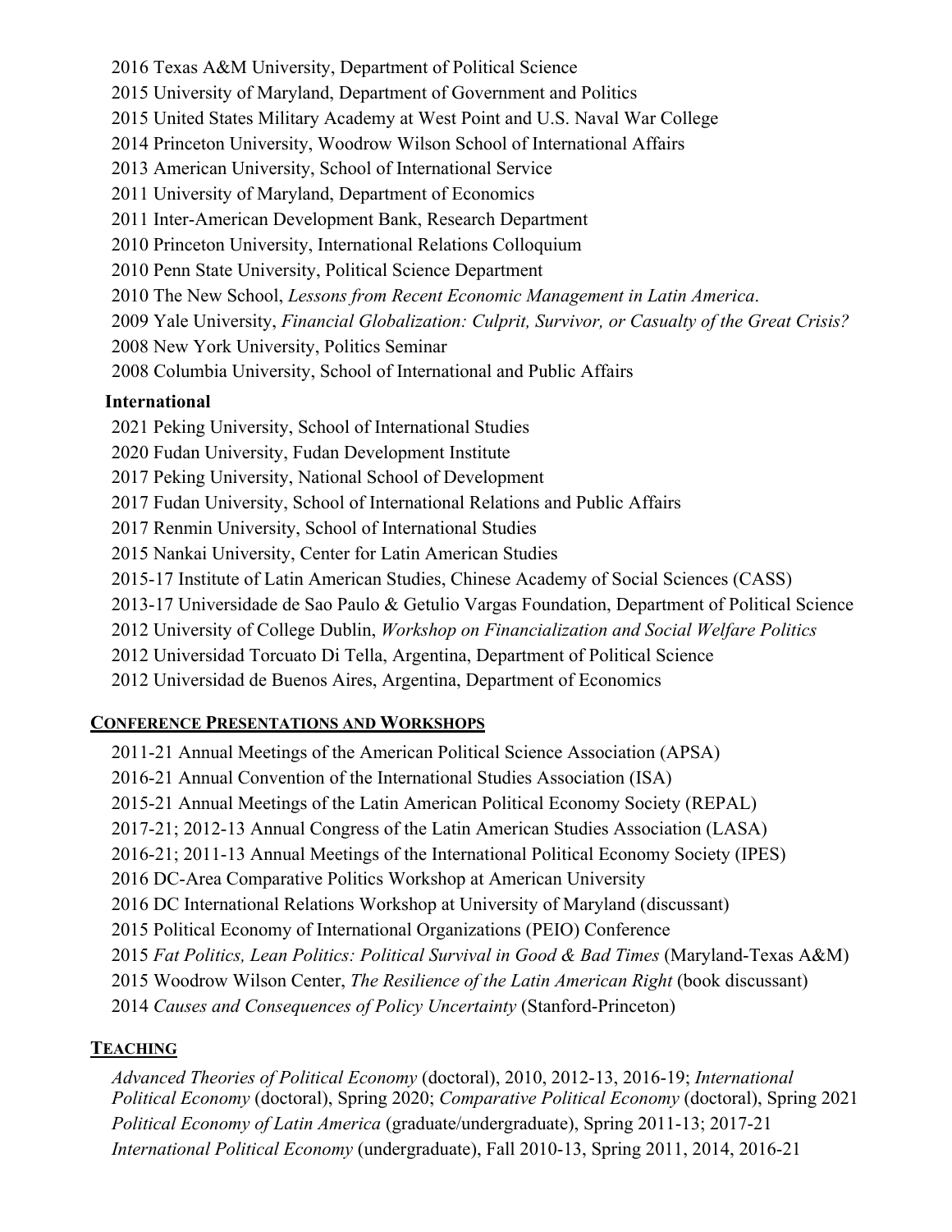2016 Texas A&M University, Department of Political Science

2015 University of Maryland, Department of Government and Politics

2015 United States Military Academy at West Point and U.S. Naval War College

2014 Princeton University, Woodrow Wilson School of International Affairs

2013 American University, School of International Service

2011 University of Maryland, Department of Economics

2011 Inter-American Development Bank, Research Department

2010 Princeton University, International Relations Colloquium

2010 Penn State University, Political Science Department

2010 The New School, *Lessons from Recent Economic Management in Latin America*.

2009 Yale University, *Financial Globalization: Culprit, Survivor, or Casualty of the Great Crisis?*

2008 New York University, Politics Seminar

2008 Columbia University, School of International and Public Affairs

**International**

2021 Peking University, School of International Studies

2020 Fudan University, Fudan Development Institute

2017 Peking University, National School of Development

2017 Fudan University, School of International Relations and Public Affairs

2017 Renmin University, School of International Studies

2015 Nankai University, Center for Latin American Studies

2015-17 Institute of Latin American Studies, Chinese Academy of Social Sciences (CASS)

2013-17 Universidade de Sao Paulo & Getulio Vargas Foundation, Department of Political Science

2012 University of College Dublin, *Workshop on Financialization and Social Welfare Politics*

2012 Universidad Torcuato Di Tella, Argentina, Department of Political Science

2012 Universidad de Buenos Aires, Argentina, Department of Economics

## CONFERENCE PRESENTATIONS AND WORKSHOPS

2011-21 Annual Meetings of the American Political Science Association (APSA)

2016-21 Annual Convention of the International Studies Association (ISA)

2015-21 Annual Meetings of the Latin American Political Economy Society (REPAL)

2017-21; 2012-13 Annual Congress of the Latin American Studies Association (LASA)

2016-21; 2011-13 Annual Meetings of the International Political Economy Society (IPES)

2016 DC-Area Comparative Politics Workshop at American University

2016 DC International Relations Workshop at University of Maryland (discussant)

2015 Political Economy of International Organizations (PEIO) Conference

2015 *Fat Politics, Lean Politics: Political Survival in Good & Bad Times* (Maryland-Texas A&M)

2015 Woodrow Wilson Center, *The Resilience of the Latin American Right* (book discussant)

2014 *Causes and Consequences of Policy Uncertainty* (Stanford-Princeton)

## TEACHING

*Advanced Theories of Political Economy* (doctoral), 2010, 2012-13, 2016-19; *International Political Economy* (doctoral), Spring 2020; *Comparative Political Economy* (doctoral), Spring 2021

*Political Economy of Latin America* (graduate/undergraduate), Spring 2011-13; 2017-21

*International Political Economy* (undergraduate), Fall 2010-13, Spring 2011, 2014, 2016-21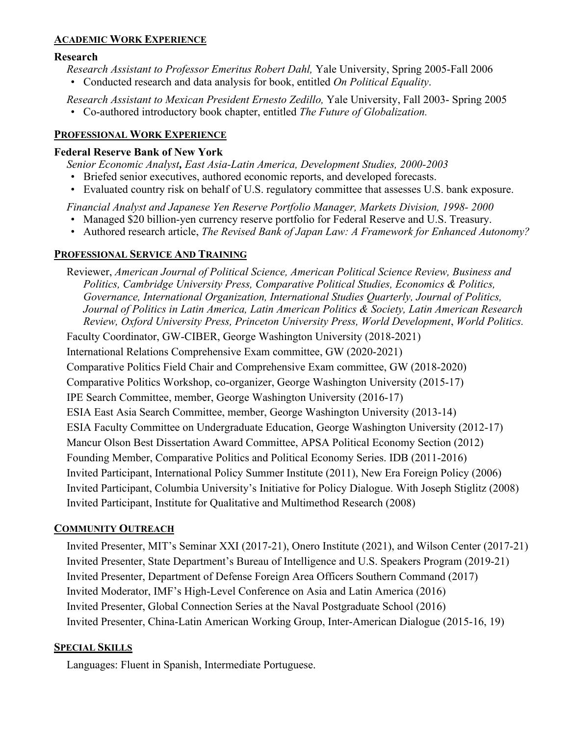## ACADEMIC WORK EXPERIENCE

### Research

*Research Assistant to Professor Emeritus Robert Dahl,* Yale University, Spring 2005-Fall 2006

- Conducted research and data analysis for book, entitled *On Political Equality*.

*Research Assistant to Mexican President Ernesto Zedillo,* Yale University, Fall 2003- Spring 2005

- Co-authored introductory book chapter, entitled *The Future of Globalization.*

## PROFESSIONAL WORK EXPERIENCE

### Federal Reserve Bank of New York

*Senior Economic Analyst**,** East Asia-Latin America, Development Studies, 2000-2003*

- Briefed senior executives, authored economic reports, and developed forecasts.
- Evaluated country risk on behalf of U.S. regulatory committee that assesses U.S. bank exposure.

*Financial Analyst and Japanese Yen Reserve Portfolio Manager, Markets Division, 1998- 2000*

- Managed $20 billion-yen currency reserve portfolio for Federal Reserve and U.S. Treasury.
- Authored research article, *The Revised Bank of Japan Law: A Framework for Enhanced Autonomy?*

## PROFESSIONAL SERVICE AND TRAINING

Reviewer, *American Journal of Political Science, American Political Science Review, Business and Politics, Cambridge University Press, Comparative Political Studies, Economics & Politics, Governance, International Organization, International Studies Quarterly, Journal of Politics, Journal of Politics in Latin America, Latin American Politics & Society, Latin American Research Review, Oxford University Press, Princeton University Press, World Development*, *World Politics.*

Faculty Coordinator, GW-CIBER, George Washington University (2018-2021)

International Relations Comprehensive Exam committee, GW (2020-2021)

Comparative Politics Field Chair and Comprehensive Exam committee, GW (2018-2020)

Comparative Politics Workshop, co-organizer, George Washington University (2015-17)

IPE Search Committee, member, George Washington University (2016-17)

ESIA East Asia Search Committee, member, George Washington University (2013-14)

ESIA Faculty Committee on Undergraduate Education, George Washington University (2012-17)

Mancur Olson Best Dissertation Award Committee, APSA Political Economy Section (2012)

Founding Member, Comparative Politics and Political Economy Series. IDB (2011-2016)

Invited Participant, International Policy Summer Institute (2011), New Era Foreign Policy (2006)

Invited Participant, Columbia University's Initiative for Policy Dialogue. With Joseph Stiglitz (2008)

Invited Participant, Institute for Qualitative and Multimethod Research (2008)

## COMMUNITY OUTREACH

Invited Presenter, MIT's Seminar XXI (2017-21), Onero Institute (2021), and Wilson Center (2017-21)

Invited Presenter, State Department's Bureau of Intelligence and U.S. Speakers Program (2019-21)

Invited Presenter, Department of Defense Foreign Area Officers Southern Command (2017)

Invited Moderator, IMF's High-Level Conference on Asia and Latin America (2016)

Invited Presenter, Global Connection Series at the Naval Postgraduate School (2016)

Invited Presenter, China-Latin American Working Group, Inter-American Dialogue (2015-16, 19)

## SPECIAL SKILLS

Languages: Fluent in Spanish, Intermediate Portuguese.